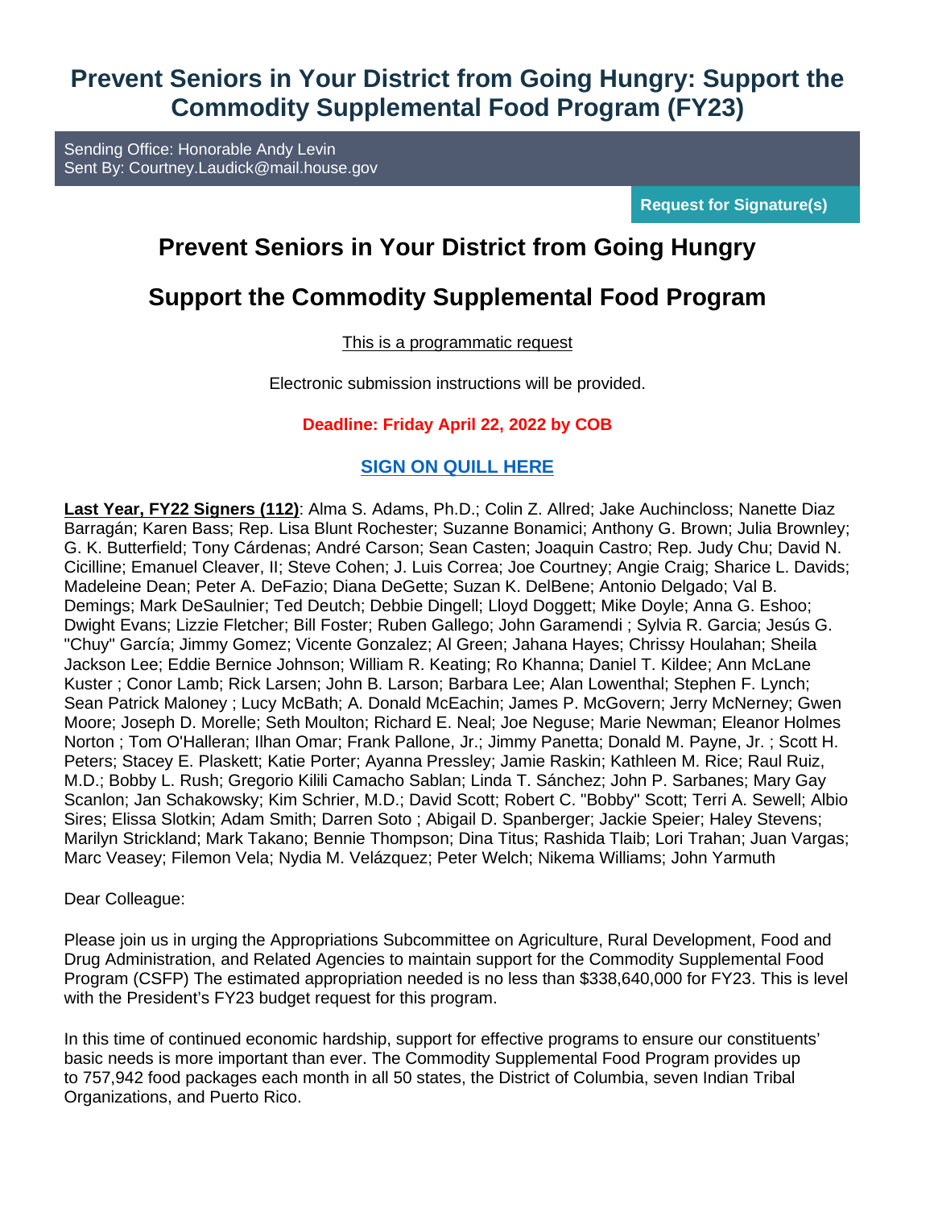# Prevent Seniors in Your District from Going Hungry: Support the Commodity Supplemental Food Program (FY23)

Sending Office: Honorable Andy Levin
Sent By: Courtney.Laudick@mail.house.gov

**Request for Signature(s)**

## Prevent Seniors in Your District from Going Hungry

## Support the Commodity Supplemental Food Program

This is a programmatic request

Electronic submission instructions will be provided.

**Deadline: Friday April 22, 2022 by COB**

**SIGN ON QUILL HERE**

**Last Year, FY22 Signers (112)**: Alma S. Adams, Ph.D.; Colin Z. Allred; Jake Auchincloss; Nanette Diaz Barragán; Karen Bass; Rep. Lisa Blunt Rochester; Suzanne Bonamici; Anthony G. Brown; Julia Brownley; G. K. Butterfield; Tony Cárdenas; André Carson; Sean Casten; Joaquin Castro; Rep. Judy Chu; David N. Cicilline; Emanuel Cleaver, II; Steve Cohen; J. Luis Correa; Joe Courtney; Angie Craig; Sharice L. Davids; Madeleine Dean; Peter A. DeFazio; Diana DeGette; Suzan K. DelBene; Antonio Delgado; Val B. Demings; Mark DeSaulnier; Ted Deutch; Debbie Dingell; Lloyd Doggett; Mike Doyle; Anna G. Eshoo; Dwight Evans; Lizzie Fletcher; Bill Foster; Ruben Gallego; John Garamendi ; Sylvia R. Garcia; Jesús G. "Chuy" García; Jimmy Gomez; Vicente Gonzalez; Al Green; Jahana Hayes; Chrissy Houlahan; Sheila Jackson Lee; Eddie Bernice Johnson; William R. Keating; Ro Khanna; Daniel T. Kildee; Ann McLane Kuster ; Conor Lamb; Rick Larsen; John B. Larson; Barbara Lee; Alan Lowenthal; Stephen F. Lynch; Sean Patrick Maloney ; Lucy McBath; A. Donald McEachin; James P. McGovern; Jerry McNerney; Gwen Moore; Joseph D. Morelle; Seth Moulton; Richard E. Neal; Joe Neguse; Marie Newman; Eleanor Holmes Norton ; Tom O'Halleran; Ilhan Omar; Frank Pallone, Jr.; Jimmy Panetta; Donald M. Payne, Jr. ; Scott H. Peters; Stacey E. Plaskett; Katie Porter; Ayanna Pressley; Jamie Raskin; Kathleen M. Rice; Raul Ruiz, M.D.; Bobby L. Rush; Gregorio Kilili Camacho Sablan; Linda T. Sánchez; John P. Sarbanes; Mary Gay Scanlon; Jan Schakowsky; Kim Schrier, M.D.; David Scott; Robert C. "Bobby" Scott; Terri A. Sewell; Albio Sires; Elissa Slotkin; Adam Smith; Darren Soto ; Abigail D. Spanberger; Jackie Speier; Haley Stevens; Marilyn Strickland; Mark Takano; Bennie Thompson; Dina Titus; Rashida Tlaib; Lori Trahan; Juan Vargas; Marc Veasey; Filemon Vela; Nydia M. Velázquez; Peter Welch; Nikema Williams; John Yarmuth

Dear Colleague:

Please join us in urging the Appropriations Subcommittee on Agriculture, Rural Development, Food and Drug Administration, and Related Agencies to maintain support for the Commodity Supplemental Food Program (CSFP) The estimated appropriation needed is no less than $338,640,000 for FY23. This is level with the President's FY23 budget request for this program.

In this time of continued economic hardship, support for effective programs to ensure our constituents' basic needs is more important than ever. The Commodity Supplemental Food Program provides up to 757,942 food packages each month in all 50 states, the District of Columbia, seven Indian Tribal Organizations, and Puerto Rico.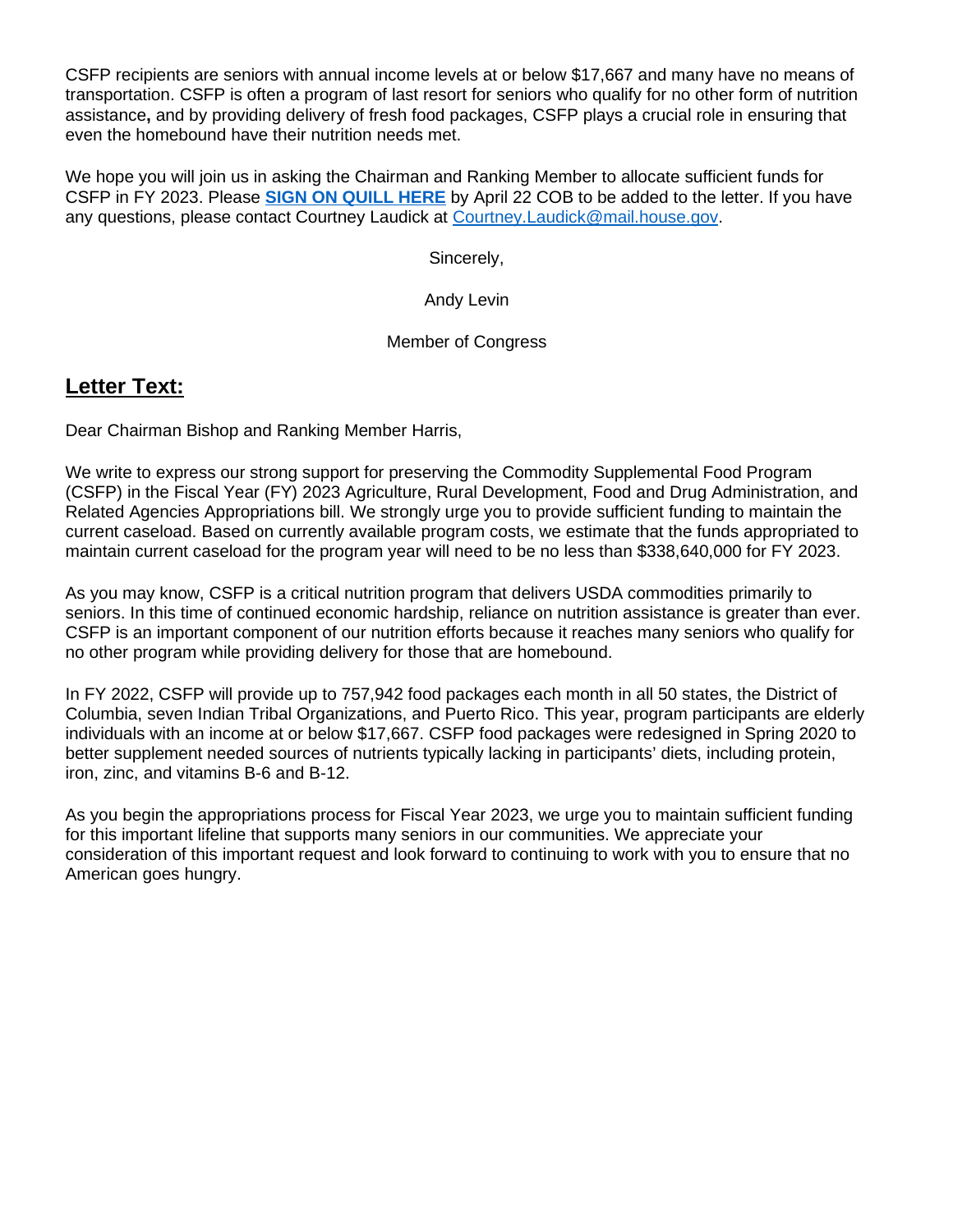CSFP recipients are seniors with annual income levels at or below $17,667 and many have no means of transportation. CSFP is often a program of last resort for seniors who qualify for no other form of nutrition assistance**,** and by providing delivery of fresh food packages, CSFP plays a crucial role in ensuring that even the homebound have their nutrition needs met.

We hope you will join us in asking the Chairman and Ranking Member to allocate sufficient funds for CSFP in FY 2023. Please **SIGN ON QUILL HERE** by April 22 COB to be added to the letter. If you have any questions, please contact Courtney Laudick at Courtney.Laudick@mail.house.gov.

Sincerely,

Andy Levin

Member of Congress

## Letter Text:

Dear Chairman Bishop and Ranking Member Harris,

We write to express our strong support for preserving the Commodity Supplemental Food Program (CSFP) in the Fiscal Year (FY) 2023 Agriculture, Rural Development, Food and Drug Administration, and Related Agencies Appropriations bill. We strongly urge you to provide sufficient funding to maintain the current caseload. Based on currently available program costs, we estimate that the funds appropriated to maintain current caseload for the program year will need to be no less than $338,640,000 for FY 2023.

As you may know, CSFP is a critical nutrition program that delivers USDA commodities primarily to seniors. In this time of continued economic hardship, reliance on nutrition assistance is greater than ever. CSFP is an important component of our nutrition efforts because it reaches many seniors who qualify for no other program while providing delivery for those that are homebound.

In FY 2022, CSFP will provide up to 757,942 food packages each month in all 50 states, the District of Columbia, seven Indian Tribal Organizations, and Puerto Rico. This year, program participants are elderly individuals with an income at or below $17,667. CSFP food packages were redesigned in Spring 2020 to better supplement needed sources of nutrients typically lacking in participants' diets, including protein, iron, zinc, and vitamins B-6 and B-12.

As you begin the appropriations process for Fiscal Year 2023, we urge you to maintain sufficient funding for this important lifeline that supports many seniors in our communities. We appreciate your consideration of this important request and look forward to continuing to work with you to ensure that no American goes hungry.